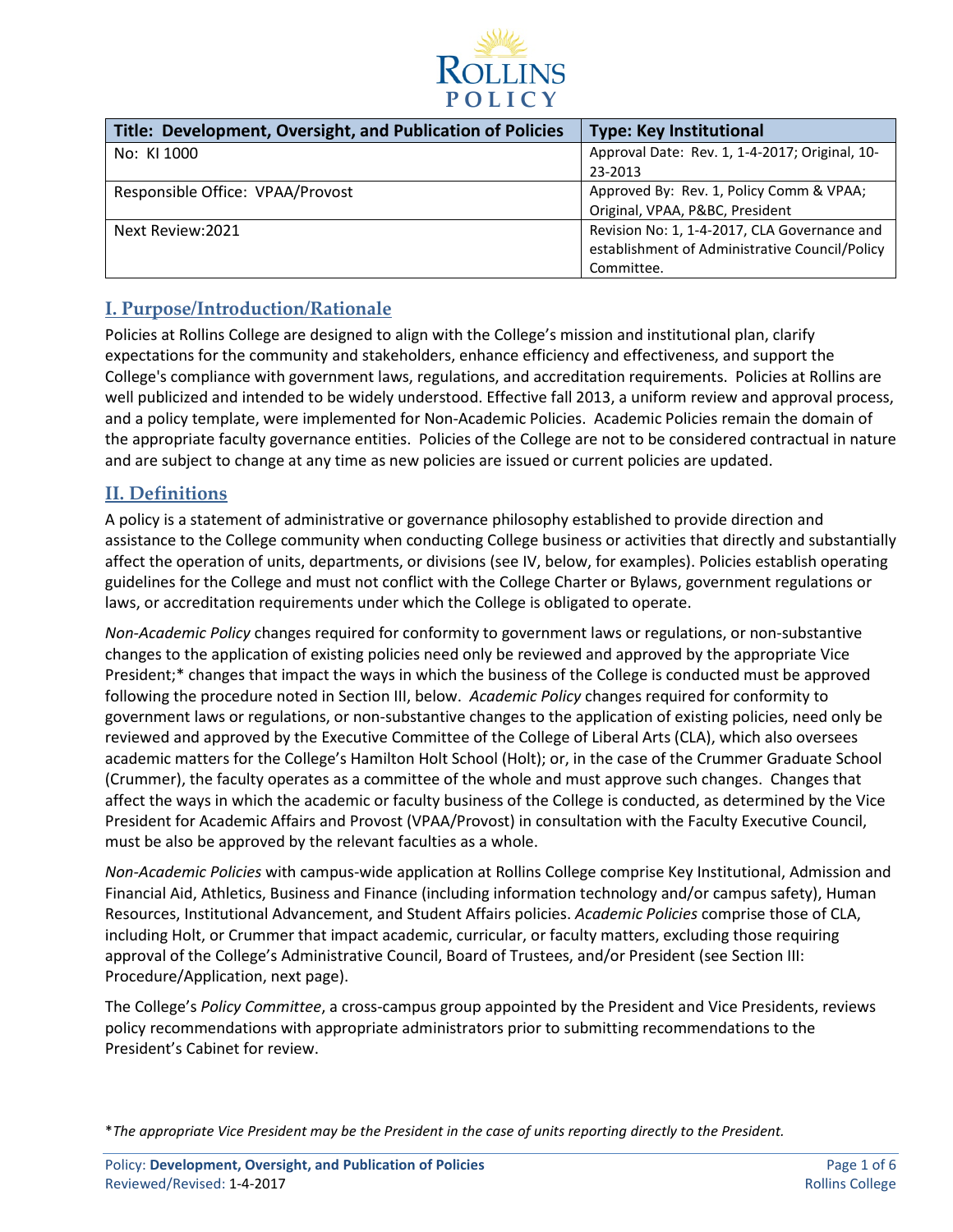ROLLINS POLICY

| Title: Development, Oversight, and Publication of Policies | Type: Key Institutional |
|---|---|
| No: KI 1000 | Approval Date: Rev. 1, 1-4-2017; Original, 10-23-2013 |
| Responsible Office: VPAA/Provost | Approved By: Rev. 1, Policy Comm & VPAA; Original, VPAA, P&BC, President |
| Next Review:2021 | Revision No: 1, 1-4-2017, CLA Governance and establishment of Administrative Council/Policy Committee. |

## I. Purpose/Introduction/Rationale

Policies at Rollins College are designed to align with the College's mission and institutional plan, clarify expectations for the community and stakeholders, enhance efficiency and effectiveness, and support the College's compliance with government laws, regulations, and accreditation requirements. Policies at Rollins are well publicized and intended to be widely understood. Effective fall 2013, a uniform review and approval process, and a policy template, were implemented for Non-Academic Policies. Academic Policies remain the domain of the appropriate faculty governance entities. Policies of the College are not to be considered contractual in nature and are subject to change at any time as new policies are issued or current policies are updated.

## II. Definitions

A policy is a statement of administrative or governance philosophy established to provide direction and assistance to the College community when conducting College business or activities that directly and substantially affect the operation of units, departments, or divisions (see IV, below, for examples). Policies establish operating guidelines for the College and must not conflict with the College Charter or Bylaws, government regulations or laws, or accreditation requirements under which the College is obligated to operate.

*Non-Academic Policy* changes required for conformity to government laws or regulations, or non-substantive changes to the application of existing policies need only be reviewed and approved by the appropriate Vice President;* changes that impact the ways in which the business of the College is conducted must be approved following the procedure noted in Section III, below. *Academic Policy* changes required for conformity to government laws or regulations, or non-substantive changes to the application of existing policies, need only be reviewed and approved by the Executive Committee of the College of Liberal Arts (CLA), which also oversees academic matters for the College's Hamilton Holt School (Holt); or, in the case of the Crummer Graduate School (Crummer), the faculty operates as a committee of the whole and must approve such changes. Changes that affect the ways in which the academic or faculty business of the College is conducted, as determined by the Vice President for Academic Affairs and Provost (VPAA/Provost) in consultation with the Faculty Executive Council, must be also be approved by the relevant faculties as a whole.

*Non-Academic Policies* with campus-wide application at Rollins College comprise Key Institutional, Admission and Financial Aid, Athletics, Business and Finance (including information technology and/or campus safety), Human Resources, Institutional Advancement, and Student Affairs policies. *Academic Policies* comprise those of CLA, including Holt, or Crummer that impact academic, curricular, or faculty matters, excluding those requiring approval of the College's Administrative Council, Board of Trustees, and/or President (see Section III: Procedure/Application, next page).

The College's *Policy Committee*, a cross-campus group appointed by the President and Vice Presidents, reviews policy recommendations with appropriate administrators prior to submitting recommendations to the President's Cabinet for review.

\**The appropriate Vice President may be the President in the case of units reporting directly to the President.*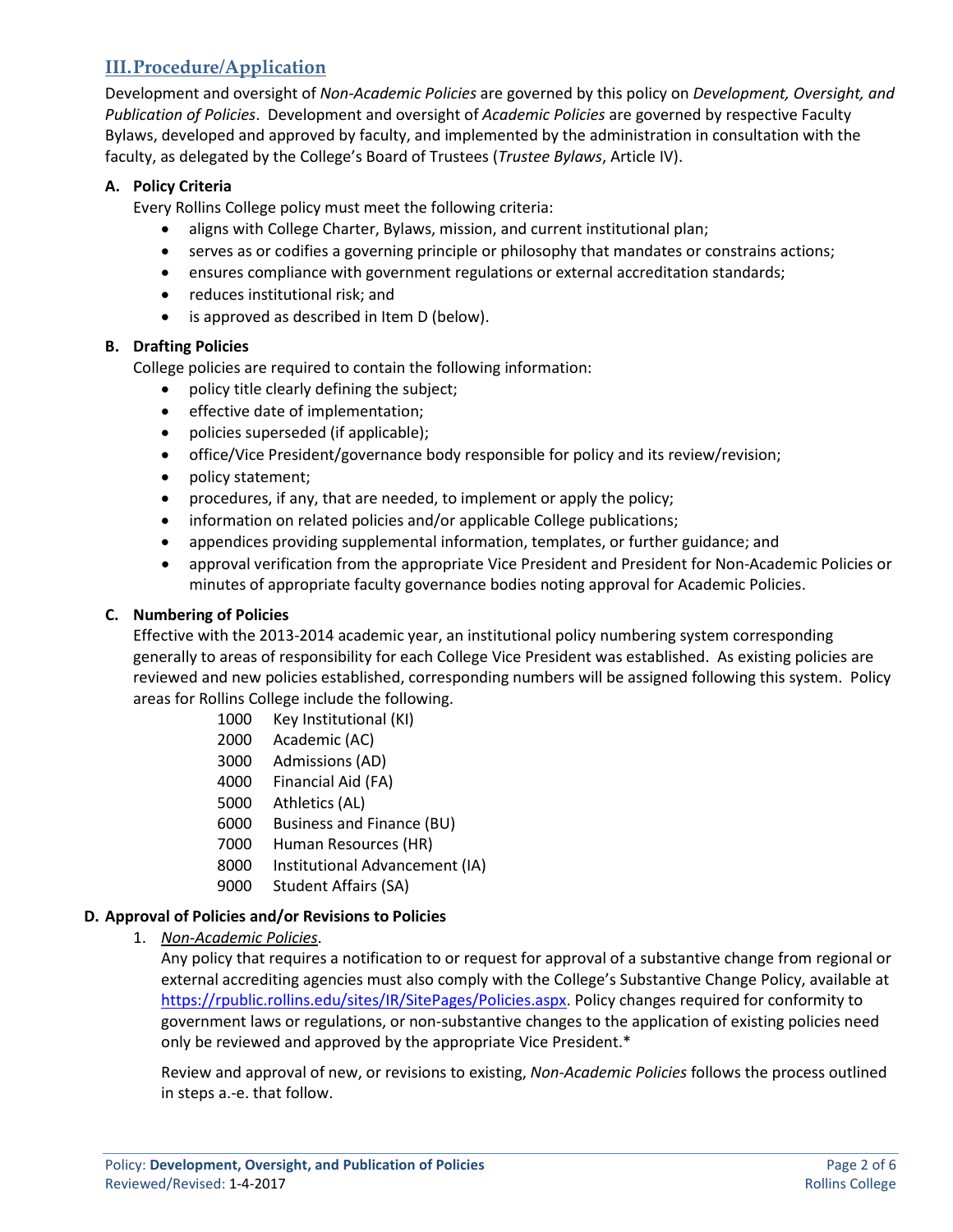## III. Procedure/Application

Development and oversight of *Non-Academic Policies* are governed by this policy on *Development, Oversight, and Publication of Policies*. Development and oversight of *Academic Policies* are governed by respective Faculty Bylaws, developed and approved by faculty, and implemented by the administration in consultation with the faculty, as delegated by the College's Board of Trustees (*Trustee Bylaws*, Article IV).

### A. Policy Criteria

Every Rollins College policy must meet the following criteria:

- aligns with College Charter, Bylaws, mission, and current institutional plan;
- serves as or codifies a governing principle or philosophy that mandates or constrains actions;
- ensures compliance with government regulations or external accreditation standards;
- reduces institutional risk; and
- is approved as described in Item D (below).

### B. Drafting Policies

College policies are required to contain the following information:

- policy title clearly defining the subject;
- effective date of implementation;
- policies superseded (if applicable);
- office/Vice President/governance body responsible for policy and its review/revision;
- policy statement;
- procedures, if any, that are needed, to implement or apply the policy;
- information on related policies and/or applicable College publications;
- appendices providing supplemental information, templates, or further guidance; and
- approval verification from the appropriate Vice President and President for Non-Academic Policies or minutes of appropriate faculty governance bodies noting approval for Academic Policies.

### C. Numbering of Policies

Effective with the 2013-2014 academic year, an institutional policy numbering system corresponding generally to areas of responsibility for each College Vice President was established. As existing policies are reviewed and new policies established, corresponding numbers will be assigned following this system. Policy areas for Rollins College include the following.

1000 Key Institutional (KI)
2000 Academic (AC)
3000 Admissions (AD)
4000 Financial Aid (FA)
5000 Athletics (AL)
6000 Business and Finance (BU)
7000 Human Resources (HR)
8000 Institutional Advancement (IA)
9000 Student Affairs (SA)

### D. Approval of Policies and/or Revisions to Policies

1. *Non-Academic Policies*.

   Any policy that requires a notification to or request for approval of a substantive change from regional or external accrediting agencies must also comply with the College's Substantive Change Policy, available at https://rpublic.rollins.edu/sites/IR/SitePages/Policies.aspx. Policy changes required for conformity to government laws or regulations, or non-substantive changes to the application of existing policies need only be reviewed and approved by the appropriate Vice President.*

   Review and approval of new, or revisions to existing, *Non-Academic Policies* follows the process outlined in steps a.-e. that follow.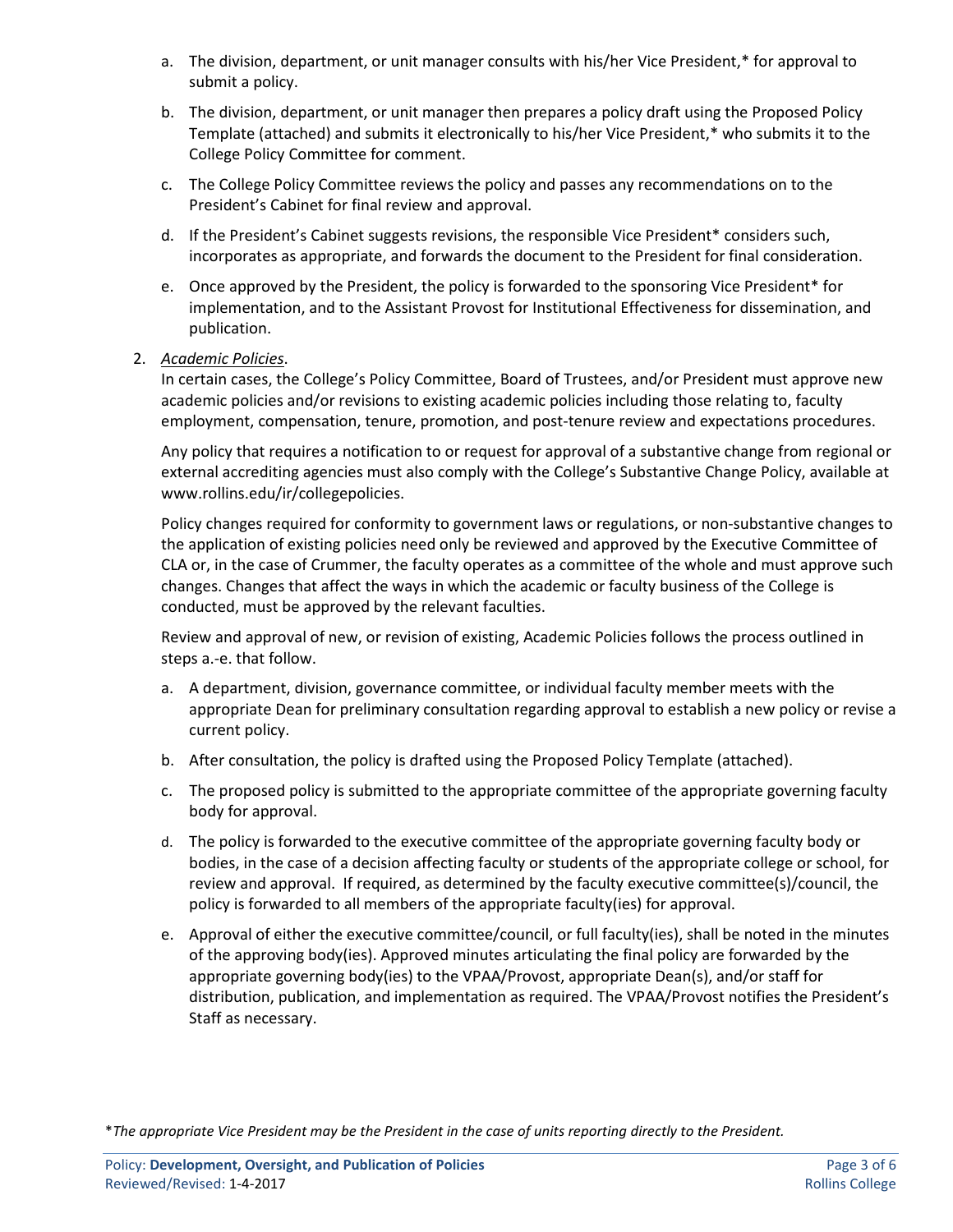a. The division, department, or unit manager consults with his/her Vice President,* for approval to submit a policy.

b. The division, department, or unit manager then prepares a policy draft using the Proposed Policy Template (attached) and submits it electronically to his/her Vice President,* who submits it to the College Policy Committee for comment.

c. The College Policy Committee reviews the policy and passes any recommendations on to the President's Cabinet for final review and approval.

d. If the President's Cabinet suggests revisions, the responsible Vice President* considers such, incorporates as appropriate, and forwards the document to the President for final consideration.

e. Once approved by the President, the policy is forwarded to the sponsoring Vice President* for implementation, and to the Assistant Provost for Institutional Effectiveness for dissemination, and publication.

2. *Academic Policies*.

   In certain cases, the College's Policy Committee, Board of Trustees, and/or President must approve new academic policies and/or revisions to existing academic policies including those relating to, faculty employment, compensation, tenure, promotion, and post-tenure review and expectations procedures.

   Any policy that requires a notification to or request for approval of a substantive change from regional or external accrediting agencies must also comply with the College's Substantive Change Policy, available at www.rollins.edu/ir/collegepolicies.

   Policy changes required for conformity to government laws or regulations, or non-substantive changes to the application of existing policies need only be reviewed and approved by the Executive Committee of CLA or, in the case of Crummer, the faculty operates as a committee of the whole and must approve such changes. Changes that affect the ways in which the academic or faculty business of the College is conducted, must be approved by the relevant faculties.

   Review and approval of new, or revision of existing, Academic Policies follows the process outlined in steps a.-e. that follow.

   a. A department, division, governance committee, or individual faculty member meets with the appropriate Dean for preliminary consultation regarding approval to establish a new policy or revise a current policy.

   b. After consultation, the policy is drafted using the Proposed Policy Template (attached).

   c. The proposed policy is submitted to the appropriate committee of the appropriate governing faculty body for approval.

   d. The policy is forwarded to the executive committee of the appropriate governing faculty body or bodies, in the case of a decision affecting faculty or students of the appropriate college or school, for review and approval. If required, as determined by the faculty executive committee(s)/council, the policy is forwarded to all members of the appropriate faculty(ies) for approval.

   e. Approval of either the executive committee/council, or full faculty(ies), shall be noted in the minutes of the approving body(ies). Approved minutes articulating the final policy are forwarded by the appropriate governing body(ies) to the VPAA/Provost, appropriate Dean(s), and/or staff for distribution, publication, and implementation as required. The VPAA/Provost notifies the President's Staff as necessary.

**The appropriate Vice President may be the President in the case of units reporting directly to the President.*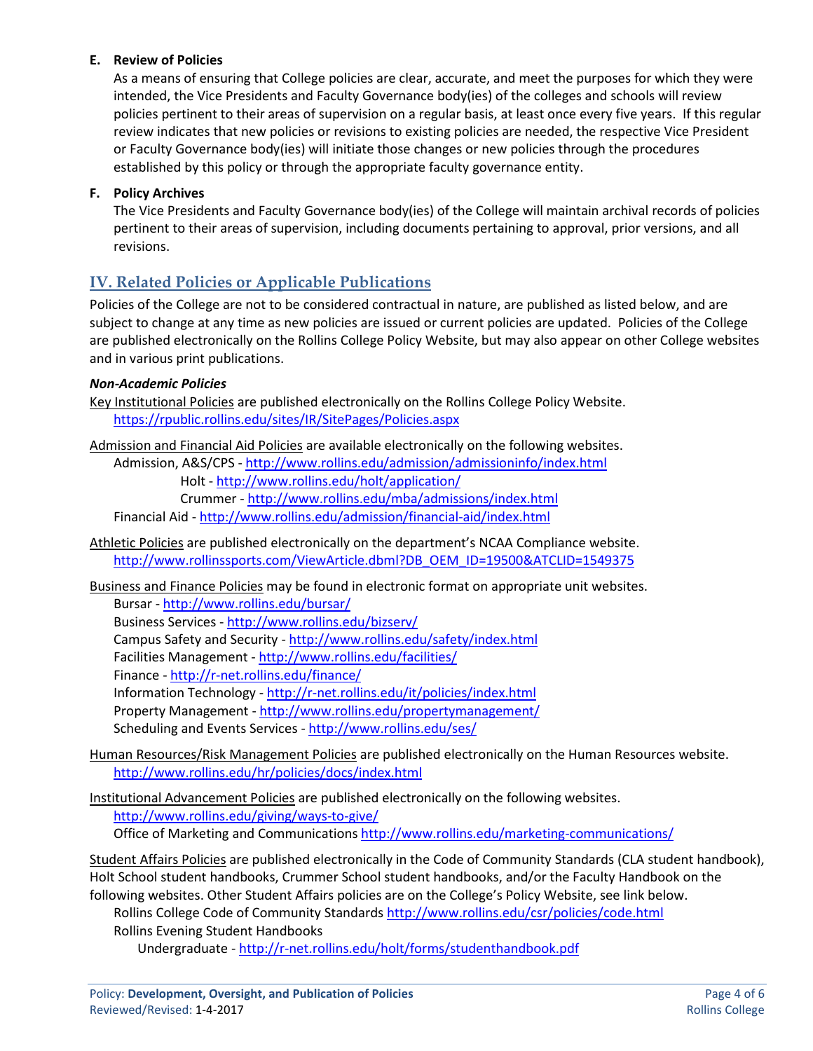**E. Review of Policies**

As a means of ensuring that College policies are clear, accurate, and meet the purposes for which they were intended, the Vice Presidents and Faculty Governance body(ies) of the colleges and schools will review policies pertinent to their areas of supervision on a regular basis, at least once every five years. If this regular review indicates that new policies or revisions to existing policies are needed, the respective Vice President or Faculty Governance body(ies) will initiate those changes or new policies through the procedures established by this policy or through the appropriate faculty governance entity.

**F. Policy Archives**

The Vice Presidents and Faculty Governance body(ies) of the College will maintain archival records of policies pertinent to their areas of supervision, including documents pertaining to approval, prior versions, and all revisions.

## IV. Related Policies or Applicable Publications

Policies of the College are not to be considered contractual in nature, are published as listed below, and are subject to change at any time as new policies are issued or current policies are updated. Policies of the College are published electronically on the Rollins College Policy Website, but may also appear on other College websites and in various print publications.

***Non-Academic Policies***

Key Institutional Policies are published electronically on the Rollins College Policy Website.
https://rpublic.rollins.edu/sites/IR/SitePages/Policies.aspx

Admission and Financial Aid Policies are available electronically on the following websites.
Admission, A&S/CPS - http://www.rollins.edu/admission/admissioninfo/index.html
Holt - http://www.rollins.edu/holt/application/
Crummer - http://www.rollins.edu/mba/admissions/index.html
Financial Aid - http://www.rollins.edu/admission/financial-aid/index.html

Athletic Policies are published electronically on the department's NCAA Compliance website.
http://www.rollinssports.com/ViewArticle.dbml?DB_OEM_ID=19500&ATCLID=1549375

Business and Finance Policies may be found in electronic format on appropriate unit websites.
Bursar - http://www.rollins.edu/bursar/
Business Services - http://www.rollins.edu/bizserv/
Campus Safety and Security - http://www.rollins.edu/safety/index.html
Facilities Management - http://www.rollins.edu/facilities/
Finance - http://r-net.rollins.edu/finance/
Information Technology - http://r-net.rollins.edu/it/policies/index.html
Property Management - http://www.rollins.edu/propertymanagement/
Scheduling and Events Services - http://www.rollins.edu/ses/

Human Resources/Risk Management Policies are published electronically on the Human Resources website.
http://www.rollins.edu/hr/policies/docs/index.html

Institutional Advancement Policies are published electronically on the following websites.
http://www.rollins.edu/giving/ways-to-give/
Office of Marketing and Communications http://www.rollins.edu/marketing-communications/

Student Affairs Policies are published electronically in the Code of Community Standards (CLA student handbook), Holt School student handbooks, Crummer School student handbooks, and/or the Faculty Handbook on the following websites. Other Student Affairs policies are on the College's Policy Website, see link below.
Rollins College Code of Community Standards http://www.rollins.edu/csr/policies/code.html
Rollins Evening Student Handbooks
Undergraduate - http://r-net.rollins.edu/holt/forms/studenthandbook.pdf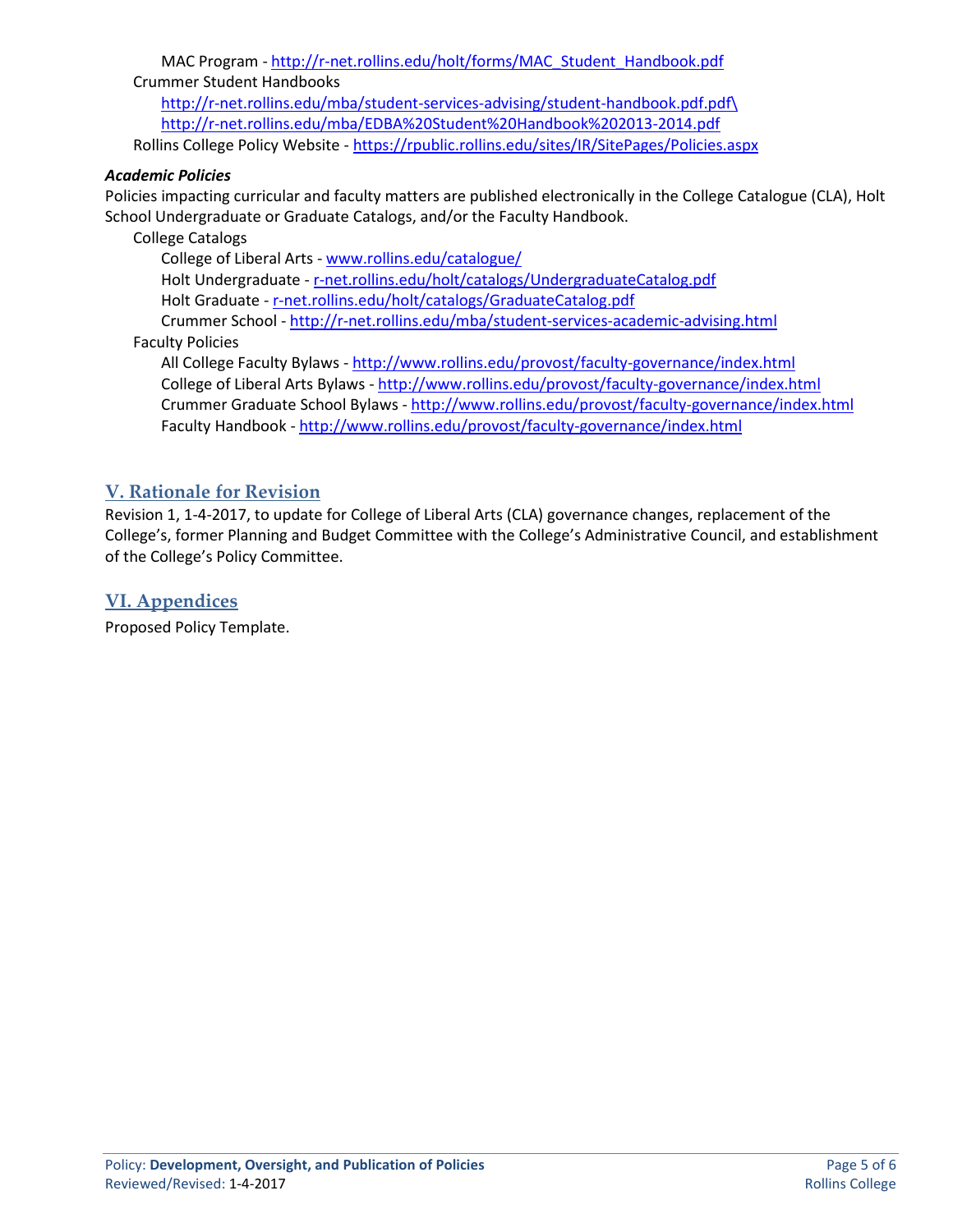MAC Program - http://r-net.rollins.edu/holt/forms/MAC_Student_Handbook.pdf

Crummer Student Handbooks

http://r-net.rollins.edu/mba/student-services-advising/student-handbook.pdf.pdf\

http://r-net.rollins.edu/mba/EDBA%20Student%20Handbook%202013-2014.pdf

Rollins College Policy Website - https://rpublic.rollins.edu/sites/IR/SitePages/Policies.aspx

***Academic Policies***

Policies impacting curricular and faculty matters are published electronically in the College Catalogue (CLA), Holt School Undergraduate or Graduate Catalogs, and/or the Faculty Handbook.

College Catalogs

College of Liberal Arts - www.rollins.edu/catalogue/

Holt Undergraduate - r-net.rollins.edu/holt/catalogs/UndergraduateCatalog.pdf

Holt Graduate - r-net.rollins.edu/holt/catalogs/GraduateCatalog.pdf

Crummer School - http://r-net.rollins.edu/mba/student-services-academic-advising.html

Faculty Policies

All College Faculty Bylaws - http://www.rollins.edu/provost/faculty-governance/index.html

College of Liberal Arts Bylaws - http://www.rollins.edu/provost/faculty-governance/index.html

Crummer Graduate School Bylaws - http://www.rollins.edu/provost/faculty-governance/index.html

Faculty Handbook - http://www.rollins.edu/provost/faculty-governance/index.html

## V. Rationale for Revision

Revision 1, 1-4-2017, to update for College of Liberal Arts (CLA) governance changes, replacement of the College's, former Planning and Budget Committee with the College's Administrative Council, and establishment of the College's Policy Committee.

## VI. Appendices

Proposed Policy Template.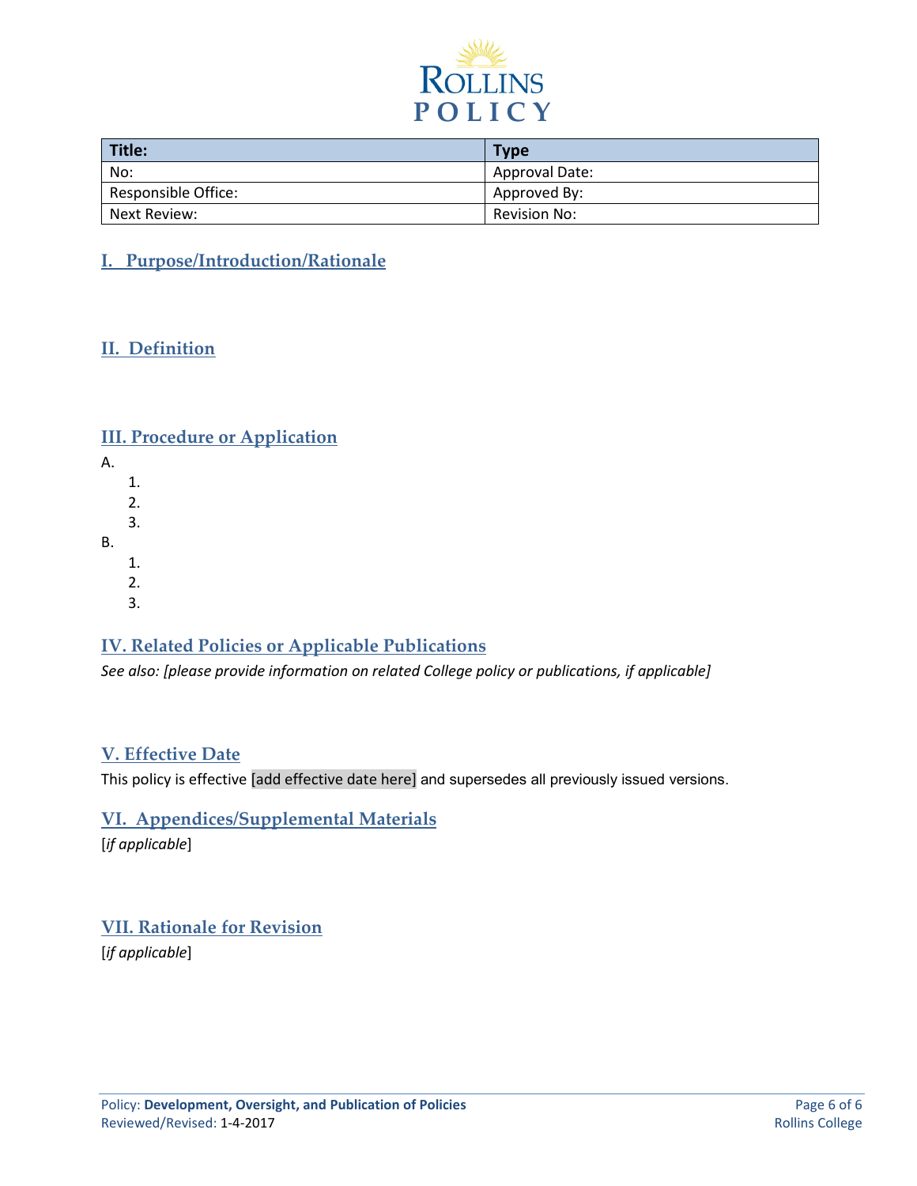ROLLINS
POLICY

| Title: | Type |
|---|---|
| No: | Approval Date: |
| Responsible Office: | Approved By: |
| Next Review: | Revision No: |

## I. Purpose/Introduction/Rationale

## II. Definition

## III. Procedure or Application

A.
1.
2.
3.

B.
1.
2.
3.

## IV. Related Policies or Applicable Publications

*See also: [please provide information on related College policy or publications, if applicable]*

## V. Effective Date

This policy is effective [add effective date here] and supersedes all previously issued versions.

## VI. Appendices/Supplemental Materials

[*if applicable*]

## VII. Rationale for Revision

[*if applicable*]